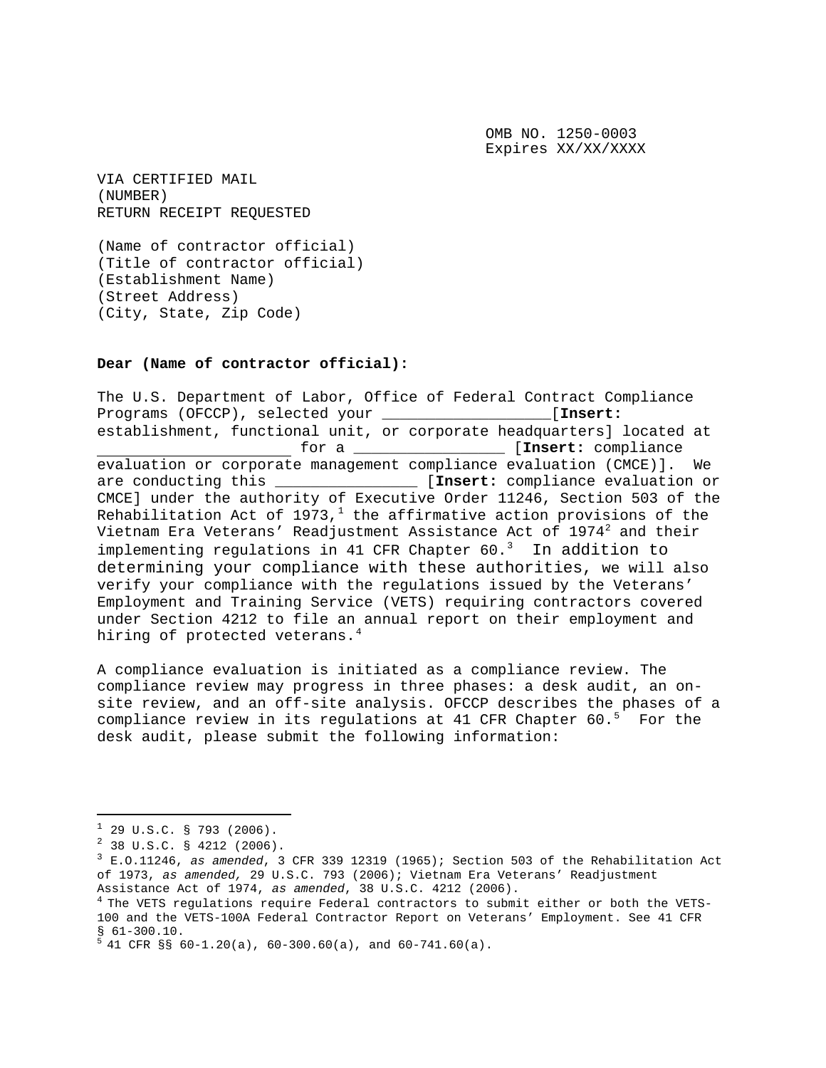OMB NO. 1250-0003
Expires XX/XX/XXXX

VIA CERTIFIED MAIL
(NUMBER)
RETURN RECEIPT REQUESTED

(Name of contractor official)
(Title of contractor official)
(Establishment Name)
(Street Address)
(City, State, Zip Code)

**Dear (Name of contractor official):**

The U.S. Department of Labor, Office of Federal Contract Compliance Programs (OFCCP), selected your __________________[**Insert:** establishment, functional unit, or corporate headquarters] located at _____________________ for a ________________ [**Insert:** compliance evaluation or corporate management compliance evaluation (CMCE)]. We are conducting this _______________ [**Insert:** compliance evaluation or CMCE] under the authority of Executive Order 11246, Section 503 of the Rehabilitation Act of 1973,[1] the affirmative action provisions of the Vietnam Era Veterans' Readjustment Assistance Act of 1974[2] and their implementing regulations in 41 CFR Chapter 60.[3] In addition to determining your compliance with these authorities, we will also verify your compliance with the regulations issued by the Veterans' Employment and Training Service (VETS) requiring contractors covered under Section 4212 to file an annual report on their employment and hiring of protected veterans.[4]

A compliance evaluation is initiated as a compliance review. The compliance review may progress in three phases: a desk audit, an on-site review, and an off-site analysis. OFCCP describes the phases of a compliance review in its regulations at 41 CFR Chapter 60.[5] For the desk audit, please submit the following information:

---

[1] 29 U.S.C. § 793 (2006).
[2] 38 U.S.C. § 4212 (2006).
[3] E.O.11246, *as amended*, 3 CFR 339 12319 (1965); Section 503 of the Rehabilitation Act of 1973, *as amended,* 29 U.S.C. 793 (2006); Vietnam Era Veterans' Readjustment Assistance Act of 1974, *as amended*, 38 U.S.C. 4212 (2006).
[4] The VETS regulations require Federal contractors to submit either or both the VETS-100 and the VETS-100A Federal Contractor Report on Veterans' Employment. See 41 CFR § 61-300.10.
[5] 41 CFR §§ 60-1.20(a), 60-300.60(a), and 60-741.60(a).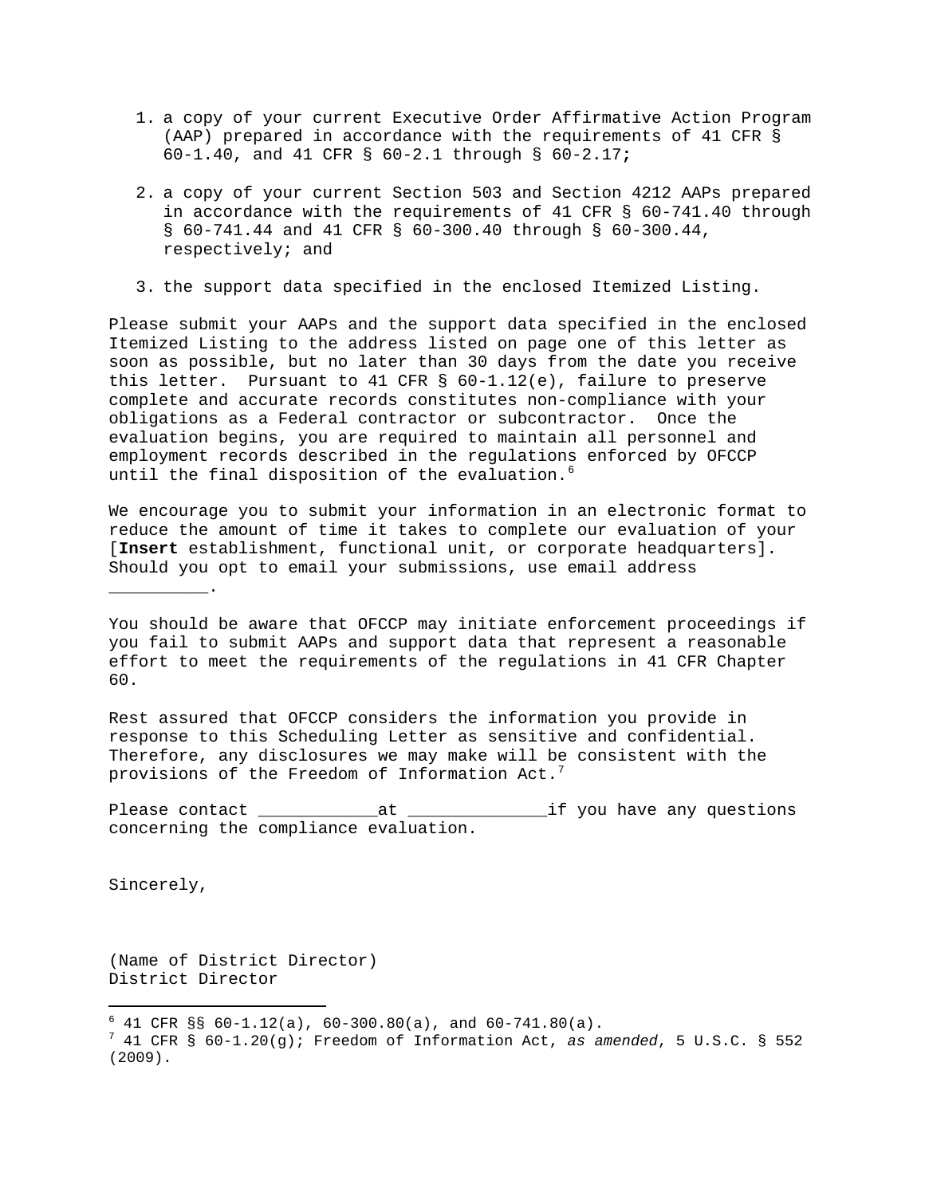1. a copy of your current Executive Order Affirmative Action Program (AAP) prepared in accordance with the requirements of 41 CFR § 60-1.40, and 41 CFR § 60-2.1 through § 60-2.17;

2. a copy of your current Section 503 and Section 4212 AAPs prepared in accordance with the requirements of 41 CFR § 60-741.40 through § 60-741.44 and 41 CFR § 60-300.40 through § 60-300.44, respectively; and

3. the support data specified in the enclosed Itemized Listing.

Please submit your AAPs and the support data specified in the enclosed Itemized Listing to the address listed on page one of this letter as soon as possible, but no later than 30 days from the date you receive this letter. Pursuant to 41 CFR § 60-1.12(e), failure to preserve complete and accurate records constitutes non-compliance with your obligations as a Federal contractor or subcontractor. Once the evaluation begins, you are required to maintain all personnel and employment records described in the regulations enforced by OFCCP until the final disposition of the evaluation.[6]

We encourage you to submit your information in an electronic format to reduce the amount of time it takes to complete our evaluation of your [**Insert** establishment, functional unit, or corporate headquarters]. Should you opt to email your submissions, use email address __________.

You should be aware that OFCCP may initiate enforcement proceedings if you fail to submit AAPs and support data that represent a reasonable effort to meet the requirements of the regulations in 41 CFR Chapter 60.

Rest assured that OFCCP considers the information you provide in response to this Scheduling Letter as sensitive and confidential. Therefore, any disclosures we may make will be consistent with the provisions of the Freedom of Information Act.[7]

Please contact ____________at ______________if you have any questions concerning the compliance evaluation.

Sincerely,

(Name of District Director)
District Director

---

[6] 41 CFR §§ 60-1.12(a), 60-300.80(a), and 60-741.80(a).

[7] 41 CFR § 60-1.20(g); Freedom of Information Act, *as amended*, 5 U.S.C. § 552 (2009).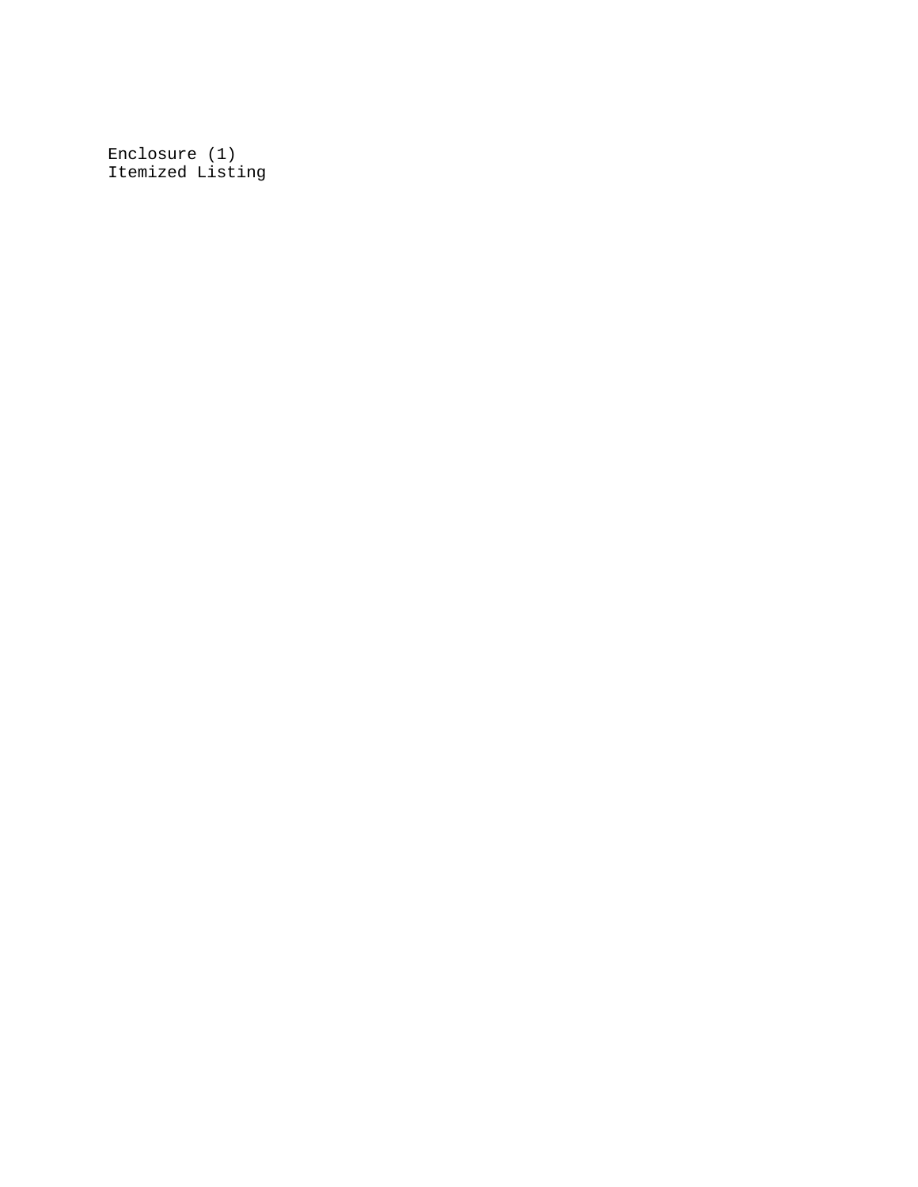Enclosure (1)
Itemized Listing